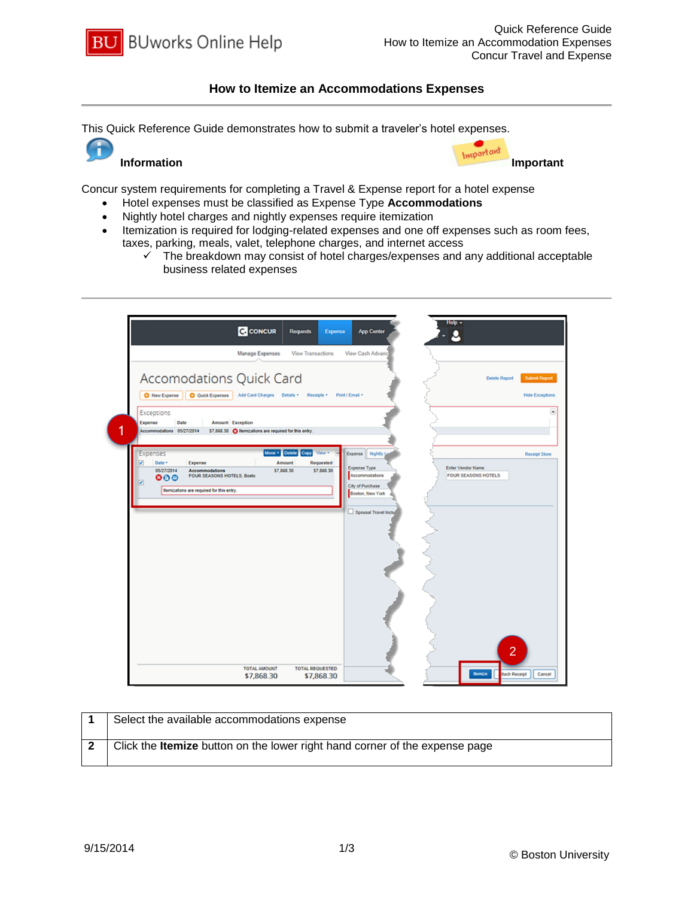# How to Itemize an Accommodations Expenses

This Quick Reference Guide demonstrates how to submit a traveler's hotel expenses.

**Information** **Important**

Concur system requirements for completing a Travel & Expense report for a hotel expense

- Hotel expenses must be classified as Expense Type **Accommodations**
- Nightly hotel charges and nightly expenses require itemization
- Itemization is required for lodging-related expenses and one off expenses such as room fees, taxes, parking, meals, valet, telephone charges, and internet access
  - ✓ The breakdown may consist of hotel charges/expenses and any additional acceptable business related expenses

| | |
|---|---|
| **1** | Select the available accommodations expense |
| **2** | Click the **Itemize** button on the lower right hand corner of the expense page |

9/15/2014

© Boston University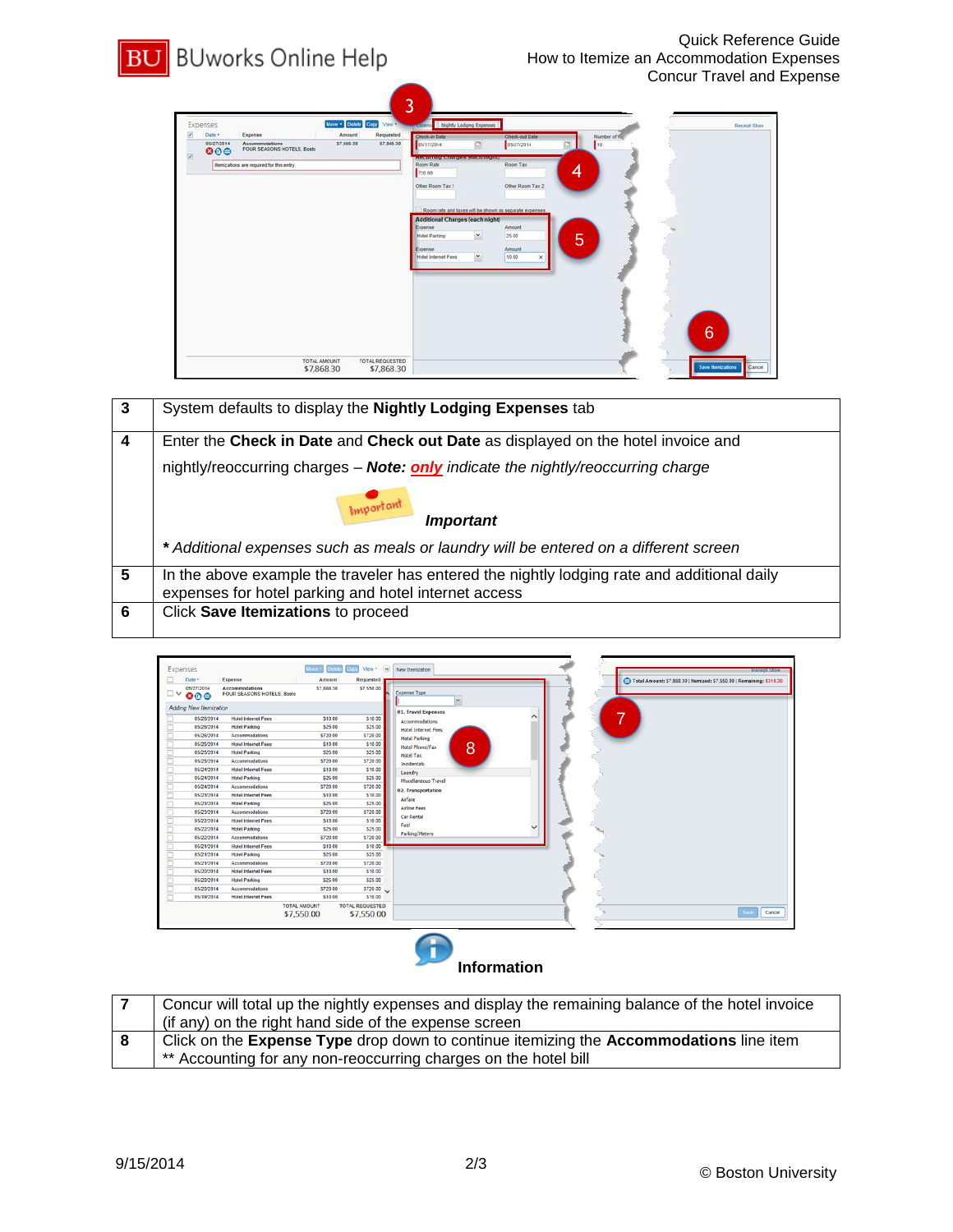| 3 | System defaults to display the **Nightly Lodging Expenses** tab |
|---|---|
| 4 | Enter the **Check in Date** and **Check out Date** as displayed on the hotel invoice and nightly/reoccurring charges – ***Note: only** indicate the nightly/reoccurring charge* <br><br> ***Important*** <br><br> ***** *Additional expenses such as meals or laundry will be entered on a different screen* |
| 5 | In the above example the traveler has entered the nightly lodging rate and additional daily expenses for hotel parking and hotel internet access |
| 6 | Click **Save Itemizations** to proceed |

**Information**

| 7 | Concur will total up the nightly expenses and display the remaining balance of the hotel invoice (if any) on the right hand side of the expense screen |
|---|---|
| 8 | Click on the **Expense Type** drop down to continue itemizing the **Accommodations** line item<br>** Accounting for any non-reoccurring charges on the hotel bill |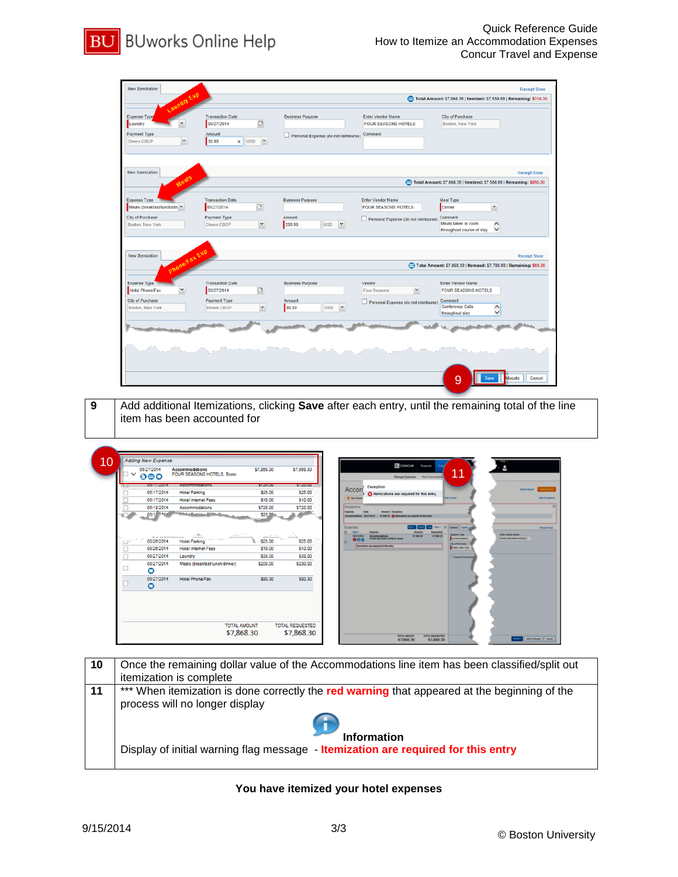| | |
|---|---|
| 9 | Add additional Itemizations, clicking **Save** after each entry, until the remaining total of the line item has been accounted for |

| | |
|---|---|
| 10 | Once the remaining dollar value of the Accommodations line item has been classified/split out itemization is complete |
| 11 | *** When itemization is done correctly the **red warning** that appeared at the beginning of the process will no longer display<br><br>**Information**<br>Display of initial warning flag message - **Itemization are required for this entry** |

**You have itemized your hotel expenses**

9/15/2014

© Boston University